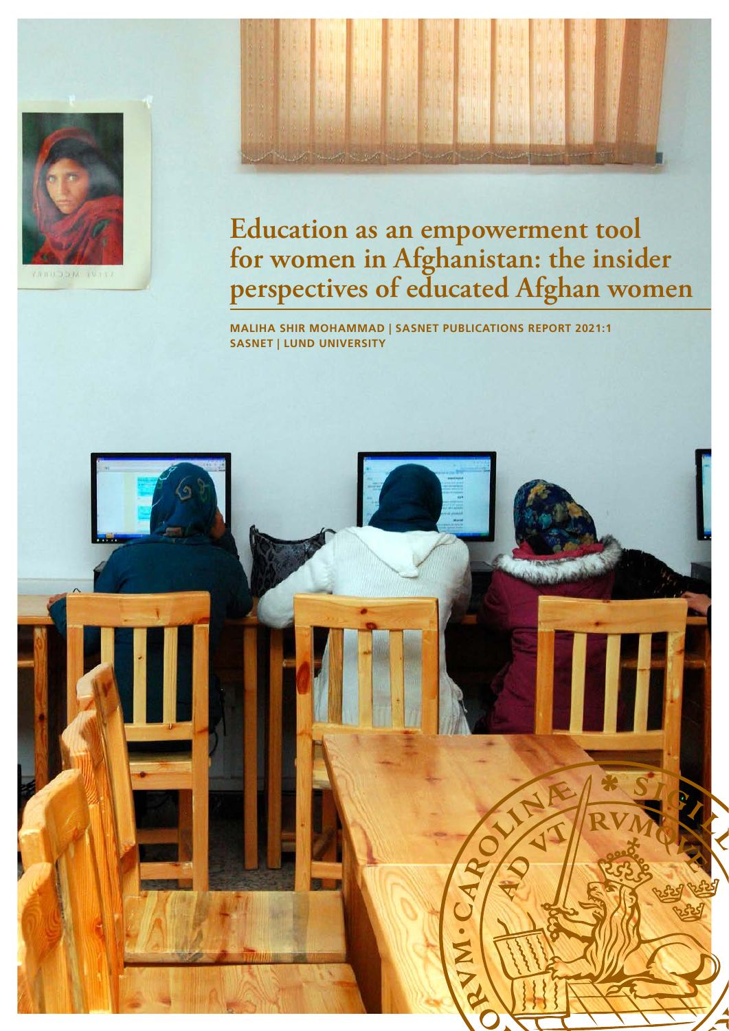# Education as an empowerment tool for women in Afghanistan: the insider perspectives of educated Afghan women

**MALIHA SHIR MOHAMMAD | SASNET PUBLICATIONS REPORT 2021:1**
**SASNET | LUND UNIVERSITY**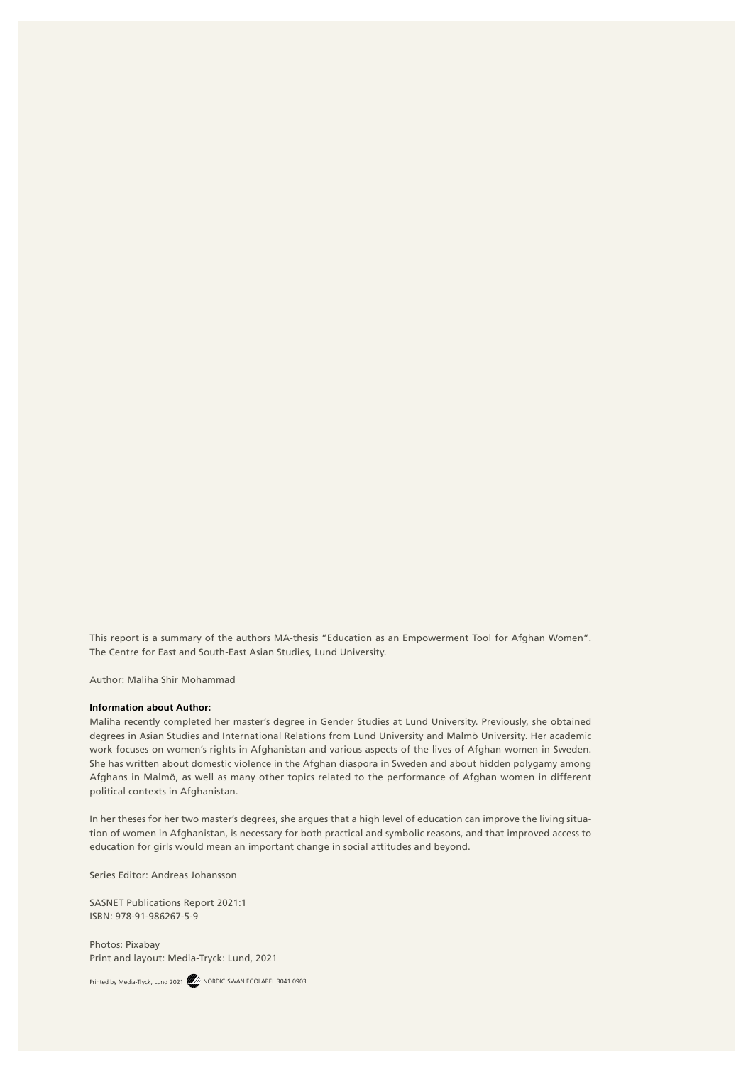This report is a summary of the authors MA-thesis "Education as an Empowerment Tool for Afghan Women". The Centre for East and South-East Asian Studies, Lund University.

Author: Maliha Shir Mohammad

**Information about Author:**

Maliha recently completed her master's degree in Gender Studies at Lund University. Previously, she obtained degrees in Asian Studies and International Relations from Lund University and Malmö University. Her academic work focuses on women's rights in Afghanistan and various aspects of the lives of Afghan women in Sweden. She has written about domestic violence in the Afghan diaspora in Sweden and about hidden polygamy among Afghans in Malmö, as well as many other topics related to the performance of Afghan women in different political contexts in Afghanistan.

In her theses for her two master's degrees, she argues that a high level of education can improve the living situation of women in Afghanistan, is necessary for both practical and symbolic reasons, and that improved access to education for girls would mean an important change in social attitudes and beyond.

Series Editor: Andreas Johansson

SASNET Publications Report 2021:1
ISBN: 978-91-986267-5-9

Photos: Pixabay
Print and layout: Media-Tryck: Lund, 2021

Printed by Media-Tryck, Lund 2021 NORDIC SWAN ECOLABEL 3041 0903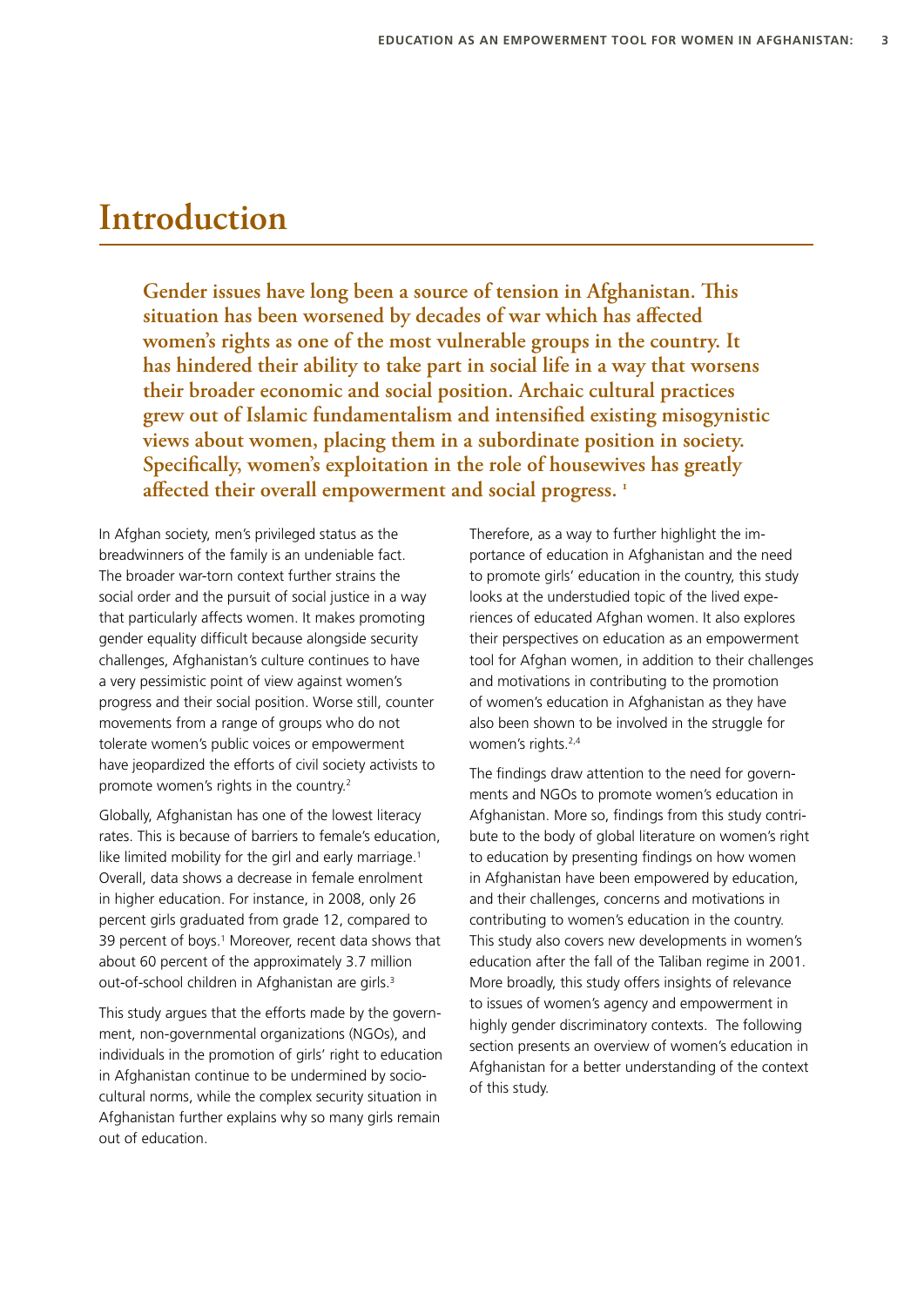# Introduction

**Gender issues have long been a source of tension in Afghanistan. This situation has been worsened by decades of war which has affected women's rights as one of the most vulnerable groups in the country. It has hindered their ability to take part in social life in a way that worsens their broader economic and social position. Archaic cultural practices grew out of Islamic fundamentalism and intensified existing misogynistic views about women, placing them in a subordinate position in society. Specifically, women's exploitation in the role of housewives has greatly affected their overall empowerment and social progress.** [1]

In Afghan society, men's privileged status as the breadwinners of the family is an undeniable fact. The broader war-torn context further strains the social order and the pursuit of social justice in a way that particularly affects women. It makes promoting gender equality difficult because alongside security challenges, Afghanistan's culture continues to have a very pessimistic point of view against women's progress and their social position. Worse still, counter movements from a range of groups who do not tolerate women's public voices or empowerment have jeopardized the efforts of civil society activists to promote women's rights in the country.[2]

Globally, Afghanistan has one of the lowest literacy rates. This is because of barriers to female's education, like limited mobility for the girl and early marriage.[1] Overall, data shows a decrease in female enrolment in higher education. For instance, in 2008, only 26 percent girls graduated from grade 12, compared to 39 percent of boys.[1] Moreover, recent data shows that about 60 percent of the approximately 3.7 million out-of-school children in Afghanistan are girls.[3]

This study argues that the efforts made by the government, non-governmental organizations (NGOs), and individuals in the promotion of girls' right to education in Afghanistan continue to be undermined by socio-cultural norms, while the complex security situation in Afghanistan further explains why so many girls remain out of education.

Therefore, as a way to further highlight the importance of education in Afghanistan and the need to promote girls' education in the country, this study looks at the understudied topic of the lived experiences of educated Afghan women. It also explores their perspectives on education as an empowerment tool for Afghan women, in addition to their challenges and motivations in contributing to the promotion of women's education in Afghanistan as they have also been shown to be involved in the struggle for women's rights.[2,4]

The findings draw attention to the need for governments and NGOs to promote women's education in Afghanistan. More so, findings from this study contribute to the body of global literature on women's right to education by presenting findings on how women in Afghanistan have been empowered by education, and their challenges, concerns and motivations in contributing to women's education in the country. This study also covers new developments in women's education after the fall of the Taliban regime in 2001. More broadly, this study offers insights of relevance to issues of women's agency and empowerment in highly gender discriminatory contexts. The following section presents an overview of women's education in Afghanistan for a better understanding of the context of this study.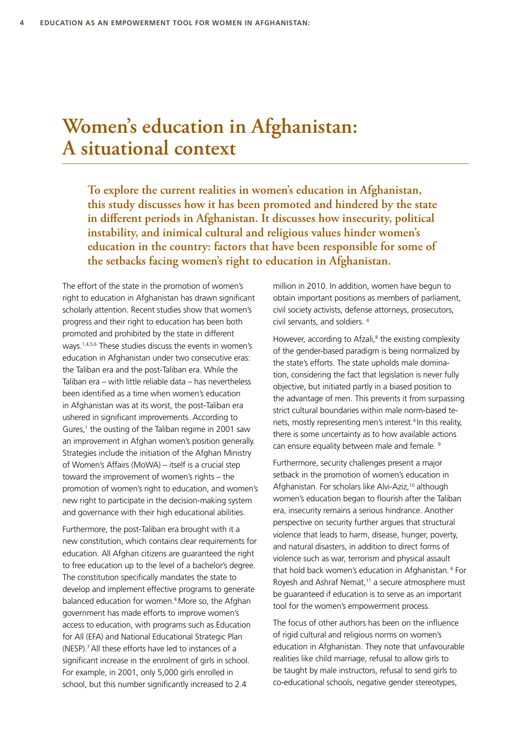# Women's education in Afghanistan: A situational context

**To explore the current realities in women's education in Afghanistan, this study discusses how it has been promoted and hindered by the state in different periods in Afghanistan. It discusses how insecurity, political instability, and inimical cultural and religious values hinder women's education in the country: factors that have been responsible for some of the setbacks facing women's right to education in Afghanistan.**

The effort of the state in the promotion of women's right to education in Afghanistan has drawn significant scholarly attention. Recent studies show that women's progress and their right to education has been both promoted and prohibited by the state in different ways.[1,4,5,6] These studies discuss the events in women's education in Afghanistan under two consecutive eras: the Taliban era and the post-Taliban era. While the Taliban era – with little reliable data – has nevertheless been identified as a time when women's education in Afghanistan was at its worst, the post-Taliban era ushered in significant improvements. According to Gures,[1] the ousting of the Taliban regime in 2001 saw an improvement in Afghan women's position generally. Strategies include the initiation of the Afghan Ministry of Women's Affairs (MoWA) – itself is a crucial step toward the improvement of women's rights – the promotion of women's right to education, and women's new right to participate in the decision-making system and governance with their high educational abilities.

Furthermore, the post-Taliban era brought with it a new constitution, which contains clear requirements for education. All Afghan citizens are guaranteed the right to free education up to the level of a bachelor's degree. The constitution specifically mandates the state to develop and implement effective programs to generate balanced education for women.[4] More so, the Afghan government has made efforts to improve women's access to education, with programs such as Education for All (EFA) and National Educational Strategic Plan (NESP).[7] All these efforts have led to instances of a significant increase in the enrolment of girls in school. For example, in 2001, only 5,000 girls enrolled in school, but this number significantly increased to 2.4 million in 2010. In addition, women have begun to obtain important positions as members of parliament, civil society activists, defense attorneys, prosecutors, civil servants, and soldiers. [4]

However, according to Afzali,[8] the existing complexity of the gender-based paradigm is being normalized by the state's efforts. The state upholds male domination, considering the fact that legislation is never fully objective, but initiated partly in a biased position to the advantage of men. This prevents it from surpassing strict cultural boundaries within male norm-based tenets, mostly representing men's interest.[4] In this reality, there is some uncertainty as to how available actions can ensure equality between male and female. [9]

Furthermore, security challenges present a major setback in the promotion of women's education in Afghanistan. For scholars like Alvi-Aziz,[10] although women's education began to flourish after the Taliban era, insecurity remains a serious hindrance. Another perspective on security further argues that structural violence that leads to harm, disease, hunger, poverty, and natural disasters, in addition to direct forms of violence such as war, terrorism and physical assault that hold back women's education in Afghanistan. [6] For Royesh and Ashraf Nemat,[11] a secure atmosphere must be guaranteed if education is to serve as an important tool for the women's empowerment process.

The focus of other authors has been on the influence of rigid cultural and religious norms on women's education in Afghanistan. They note that unfavourable realities like child marriage, refusal to allow girls to be taught by male instructors, refusal to send girls to co-educational schools, negative gender stereotypes,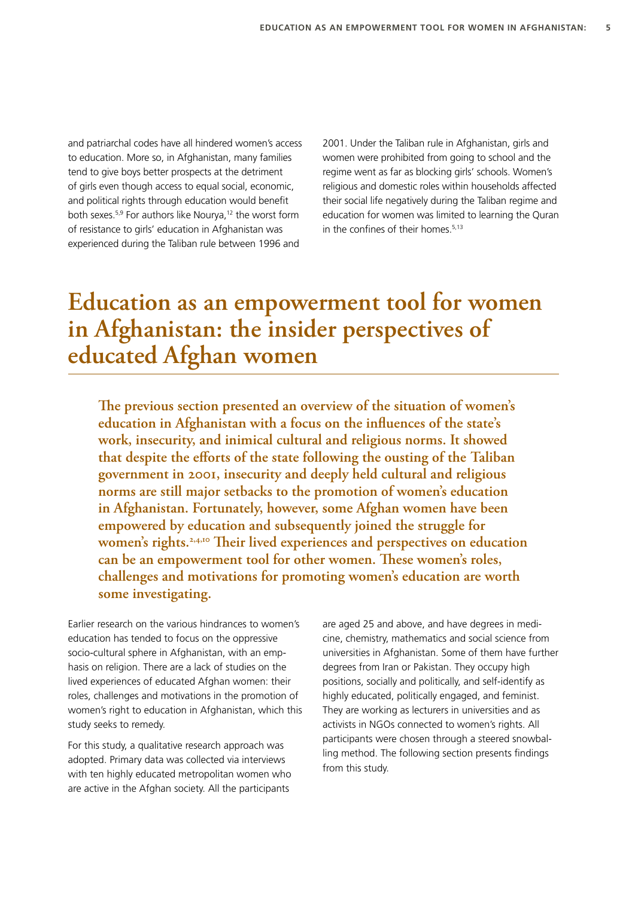and patriarchal codes have all hindered women's access to education. More so, in Afghanistan, many families tend to give boys better prospects at the detriment of girls even though access to equal social, economic, and political rights through education would benefit both sexes.[5,9] For authors like Nourya,[12] the worst form of resistance to girls' education in Afghanistan was experienced during the Taliban rule between 1996 and 2001. Under the Taliban rule in Afghanistan, girls and women were prohibited from going to school and the regime went as far as blocking girls' schools. Women's religious and domestic roles within households affected their social life negatively during the Taliban regime and education for women was limited to learning the Quran in the confines of their homes.[5,13]

# Education as an empowerment tool for women in Afghanistan: the insider perspectives of educated Afghan women

**The previous section presented an overview of the situation of women's education in Afghanistan with a focus on the influences of the state's work, insecurity, and inimical cultural and religious norms. It showed that despite the efforts of the state following the ousting of the Taliban government in 2001, insecurity and deeply held cultural and religious norms are still major setbacks to the promotion of women's education in Afghanistan. Fortunately, however, some Afghan women have been empowered by education and subsequently joined the struggle for women's rights.[2,4,10] Their lived experiences and perspectives on education can be an empowerment tool for other women. These women's roles, challenges and motivations for promoting women's education are worth some investigating.**

Earlier research on the various hindrances to women's education has tended to focus on the oppressive socio-cultural sphere in Afghanistan, with an emphasis on religion. There are a lack of studies on the lived experiences of educated Afghan women: their roles, challenges and motivations in the promotion of women's right to education in Afghanistan, which this study seeks to remedy.

For this study, a qualitative research approach was adopted. Primary data was collected via interviews with ten highly educated metropolitan women who are active in the Afghan society. All the participants are aged 25 and above, and have degrees in medicine, chemistry, mathematics and social science from universities in Afghanistan. Some of them have further degrees from Iran or Pakistan. They occupy high positions, socially and politically, and self-identify as highly educated, politically engaged, and feminist. They are working as lecturers in universities and as activists in NGOs connected to women's rights. All participants were chosen through a steered snowballing method. The following section presents findings from this study.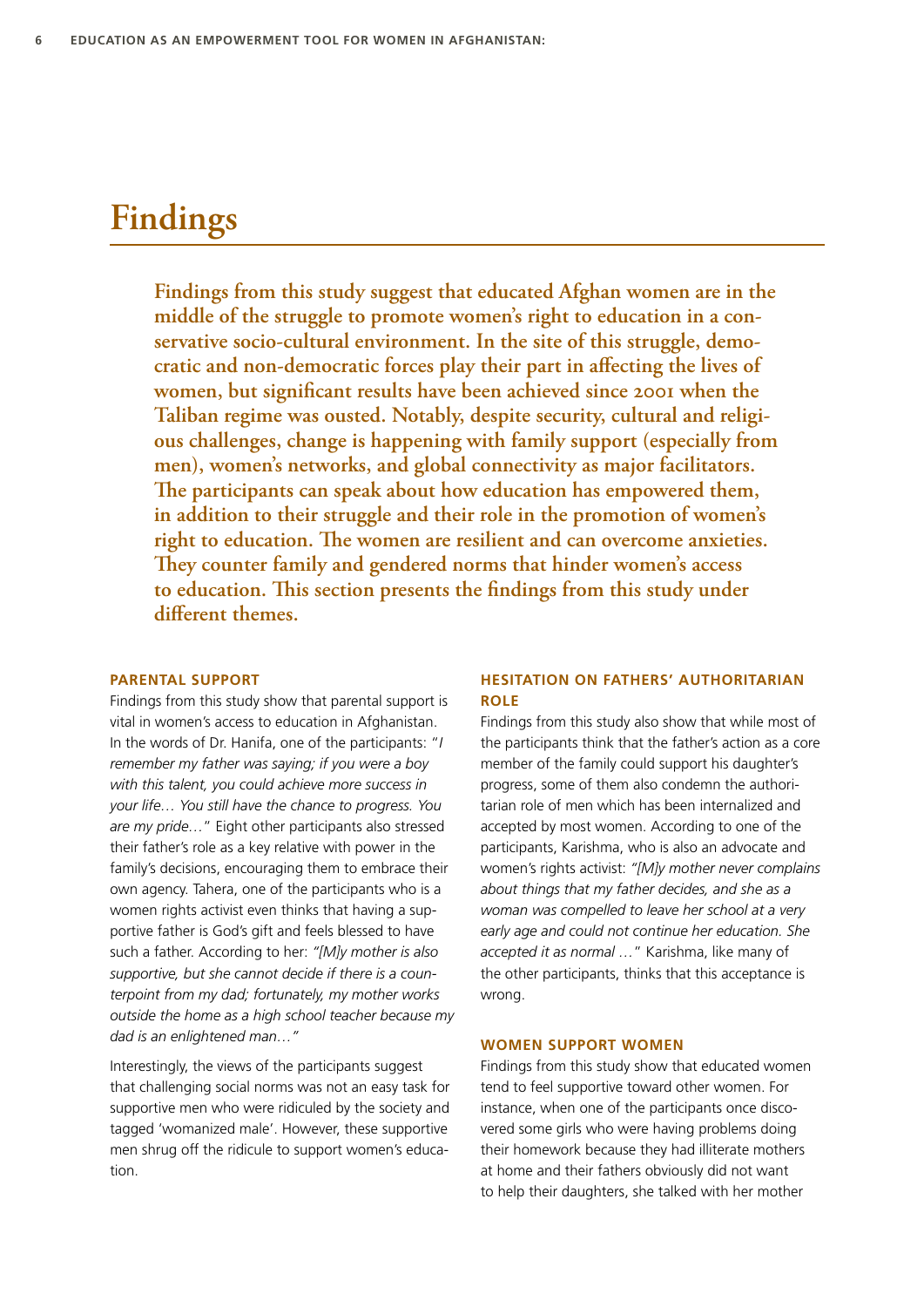# Findings

**Findings from this study suggest that educated Afghan women are in the middle of the struggle to promote women's right to education in a conservative socio-cultural environment. In the site of this struggle, democratic and non-democratic forces play their part in affecting the lives of women, but significant results have been achieved since 2001 when the Taliban regime was ousted. Notably, despite security, cultural and religious challenges, change is happening with family support (especially from men), women's networks, and global connectivity as major facilitators. The participants can speak about how education has empowered them, in addition to their struggle and their role in the promotion of women's right to education. The women are resilient and can overcome anxieties. They counter family and gendered norms that hinder women's access to education. This section presents the findings from this study under different themes.**

### PARENTAL SUPPORT

Findings from this study show that parental support is vital in women's access to education in Afghanistan. In the words of Dr. Hanifa, one of the participants: "*I remember my father was saying; if you were a boy with this talent, you could achieve more success in your life… You still have the chance to progress. You are my pride…*" Eight other participants also stressed their father's role as a key relative with power in the family's decisions, encouraging them to embrace their own agency. Tahera, one of the participants who is a women rights activist even thinks that having a supportive father is God's gift and feels blessed to have such a father. According to her: "*[M]y mother is also supportive, but she cannot decide if there is a counterpoint from my dad; fortunately, my mother works outside the home as a high school teacher because my dad is an enlightened man…*"

Interestingly, the views of the participants suggest that challenging social norms was not an easy task for supportive men who were ridiculed by the society and tagged 'womanized male'. However, these supportive men shrug off the ridicule to support women's education.

### HESITATION ON FATHERS' AUTHORITARIAN ROLE

Findings from this study also show that while most of the participants think that the father's action as a core member of the family could support his daughter's progress, some of them also condemn the authoritarian role of men which has been internalized and accepted by most women. According to one of the participants, Karishma, who is also an advocate and women's rights activist: "*[M]y mother never complains about things that my father decides, and she as a woman was compelled to leave her school at a very early age and could not continue her education. She accepted it as normal …*" Karishma, like many of the other participants, thinks that this acceptance is wrong.

### WOMEN SUPPORT WOMEN

Findings from this study show that educated women tend to feel supportive toward other women. For instance, when one of the participants once discovered some girls who were having problems doing their homework because they had illiterate mothers at home and their fathers obviously did not want to help their daughters, she talked with her mother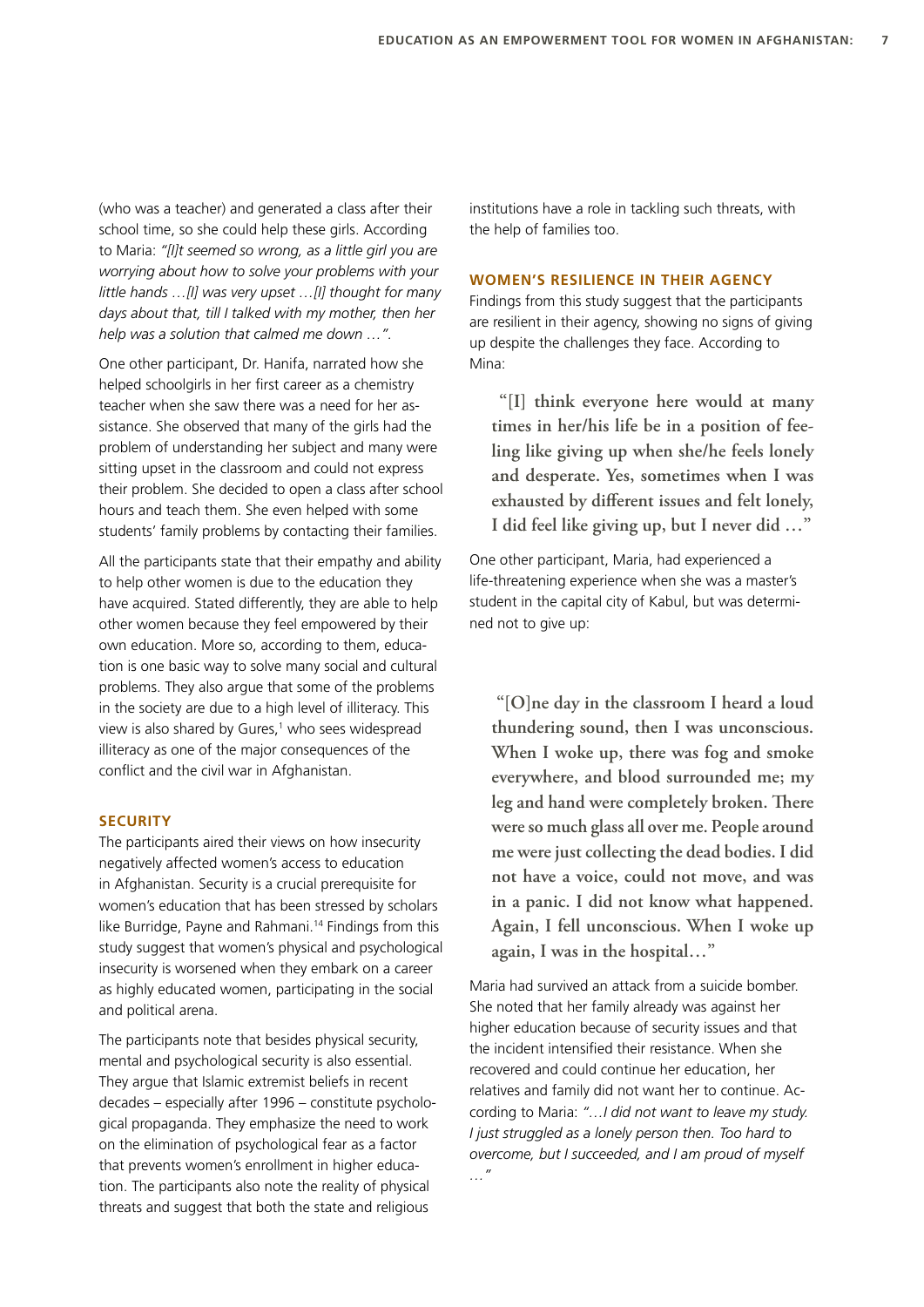(who was a teacher) and generated a class after their school time, so she could help these girls. According to Maria: *"[I]t seemed so wrong, as a little girl you are worrying about how to solve your problems with your little hands …[I] was very upset …[I] thought for many days about that, till I talked with my mother, then her help was a solution that calmed me down …".*

One other participant, Dr. Hanifa, narrated how she helped schoolgirls in her first career as a chemistry teacher when she saw there was a need for her assistance. She observed that many of the girls had the problem of understanding her subject and many were sitting upset in the classroom and could not express their problem. She decided to open a class after school hours and teach them. She even helped with some students' family problems by contacting their families.

All the participants state that their empathy and ability to help other women is due to the education they have acquired. Stated differently, they are able to help other women because they feel empowered by their own education. More so, according to them, education is one basic way to solve many social and cultural problems. They also argue that some of the problems in the society are due to a high level of illiteracy. This view is also shared by Gures,[1] who sees widespread illiteracy as one of the major consequences of the conflict and the civil war in Afghanistan.

## SECURITY

The participants aired their views on how insecurity negatively affected women's access to education in Afghanistan. Security is a crucial prerequisite for women's education that has been stressed by scholars like Burridge, Payne and Rahmani.[14] Findings from this study suggest that women's physical and psychological insecurity is worsened when they embark on a career as highly educated women, participating in the social and political arena.

The participants note that besides physical security, mental and psychological security is also essential. They argue that Islamic extremist beliefs in recent decades – especially after 1996 – constitute psychological propaganda. They emphasize the need to work on the elimination of psychological fear as a factor that prevents women's enrollment in higher education. The participants also note the reality of physical threats and suggest that both the state and religious institutions have a role in tackling such threats, with the help of families too.

## WOMEN'S RESILIENCE IN THEIR AGENCY

Findings from this study suggest that the participants are resilient in their agency, showing no signs of giving up despite the challenges they face. According to Mina:

> **"[I] think everyone here would at many times in her/his life be in a position of feeling like giving up when she/he feels lonely and desperate. Yes, sometimes when I was exhausted by different issues and felt lonely, I did feel like giving up, but I never did …"**

One other participant, Maria, had experienced a life-threatening experience when she was a master's student in the capital city of Kabul, but was determined not to give up:

> **"[O]ne day in the classroom I heard a loud thundering sound, then I was unconscious. When I woke up, there was fog and smoke everywhere, and blood surrounded me; my leg and hand were completely broken. There were so much glass all over me. People around me were just collecting the dead bodies. I did not have a voice, could not move, and was in a panic. I did not know what happened. Again, I fell unconscious. When I woke up again, I was in the hospital…"**

Maria had survived an attack from a suicide bomber. She noted that her family already was against her higher education because of security issues and that the incident intensified their resistance. When she recovered and could continue her education, her relatives and family did not want her to continue. According to Maria: *"…I did not want to leave my study. I just struggled as a lonely person then. Too hard to overcome, but I succeeded, and I am proud of myself …"*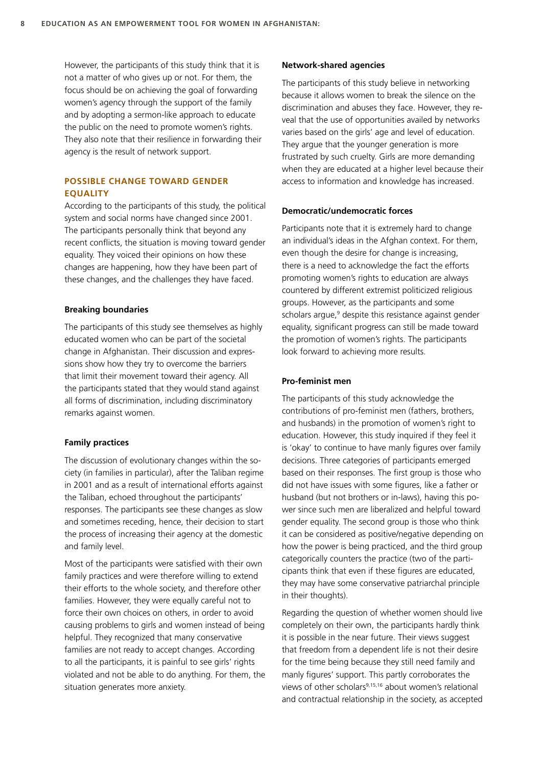However, the participants of this study think that it is not a matter of who gives up or not. For them, the focus should be on achieving the goal of forwarding women's agency through the support of the family and by adopting a sermon-like approach to educate the public on the need to promote women's rights. They also note that their resilience in forwarding their agency is the result of network support.

## POSSIBLE CHANGE TOWARD GENDER EQUALITY

According to the participants of this study, the political system and social norms have changed since 2001. The participants personally think that beyond any recent conflicts, the situation is moving toward gender equality. They voiced their opinions on how these changes are happening, how they have been part of these changes, and the challenges they have faced.

### Breaking boundaries

The participants of this study see themselves as highly educated women who can be part of the societal change in Afghanistan. Their discussion and expressions show how they try to overcome the barriers that limit their movement toward their agency. All the participants stated that they would stand against all forms of discrimination, including discriminatory remarks against women.

### Family practices

The discussion of evolutionary changes within the society (in families in particular), after the Taliban regime in 2001 and as a result of international efforts against the Taliban, echoed throughout the participants' responses. The participants see these changes as slow and sometimes receding, hence, their decision to start the process of increasing their agency at the domestic and family level.

Most of the participants were satisfied with their own family practices and were therefore willing to extend their efforts to the whole society, and therefore other families. However, they were equally careful not to force their own choices on others, in order to avoid causing problems to girls and women instead of being helpful. They recognized that many conservative families are not ready to accept changes. According to all the participants, it is painful to see girls' rights violated and not be able to do anything. For them, the situation generates more anxiety.

### Network-shared agencies

The participants of this study believe in networking because it allows women to break the silence on the discrimination and abuses they face. However, they reveal that the use of opportunities availed by networks varies based on the girls' age and level of education. They argue that the younger generation is more frustrated by such cruelty. Girls are more demanding when they are educated at a higher level because their access to information and knowledge has increased.

### Democratic/undemocratic forces

Participants note that it is extremely hard to change an individual's ideas in the Afghan context. For them, even though the desire for change is increasing, there is a need to acknowledge the fact the efforts promoting women's rights to education are always countered by different extremist politicized religious groups. However, as the participants and some scholars argue,[9] despite this resistance against gender equality, significant progress can still be made toward the promotion of women's rights. The participants look forward to achieving more results.

### Pro-feminist men

The participants of this study acknowledge the contributions of pro-feminist men (fathers, brothers, and husbands) in the promotion of women's right to education. However, this study inquired if they feel it is 'okay' to continue to have manly figures over family decisions. Three categories of participants emerged based on their responses. The first group is those who did not have issues with some figures, like a father or husband (but not brothers or in-laws), having this power since such men are liberalized and helpful toward gender equality. The second group is those who think it can be considered as positive/negative depending on how the power is being practiced, and the third group categorically counters the practice (two of the participants think that even if these figures are educated, they may have some conservative patriarchal principle in their thoughts).

Regarding the question of whether women should live completely on their own, the participants hardly think it is possible in the near future. Their views suggest that freedom from a dependent life is not their desire for the time being because they still need family and manly figures' support. This partly corroborates the views of other scholars[9,15,16] about women's relational and contractual relationship in the society, as accepted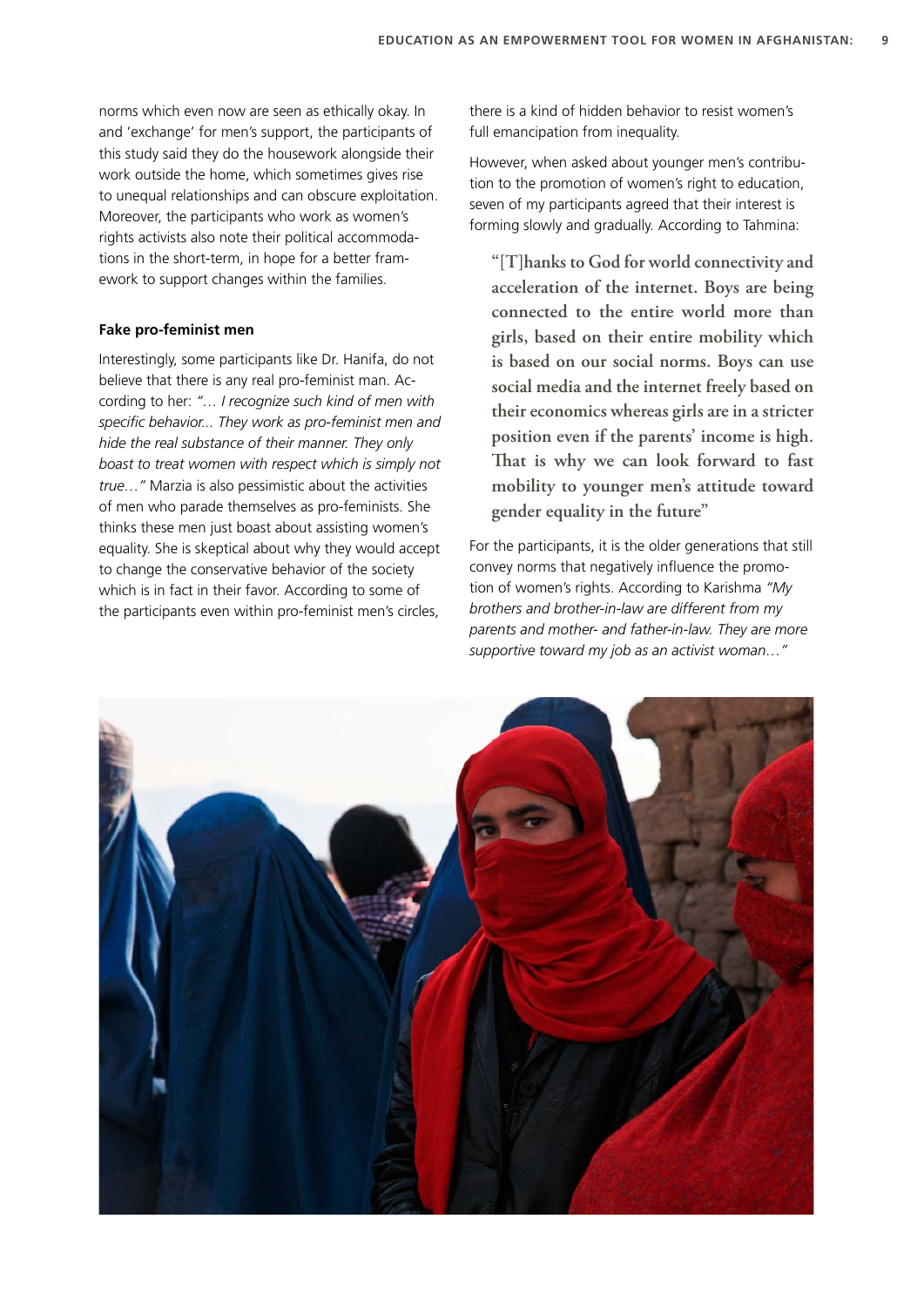norms which even now are seen as ethically okay. In and 'exchange' for men's support, the participants of this study said they do the housework alongside their work outside the home, which sometimes gives rise to unequal relationships and can obscure exploitation. Moreover, the participants who work as women's rights activists also note their political accommodations in the short-term, in hope for a better framework to support changes within the families.

#### Fake pro-feminist men

Interestingly, some participants like Dr. Hanifa, do not believe that there is any real pro-feminist man. According to her: *"… I recognize such kind of men with specific behavior... They work as pro-feminist men and hide the real substance of their manner. They only boast to treat women with respect which is simply not true…"* Marzia is also pessimistic about the activities of men who parade themselves as pro-feminists. She thinks these men just boast about assisting women's equality. She is skeptical about why they would accept to change the conservative behavior of the society which is in fact in their favor. According to some of the participants even within pro-feminist men's circles, there is a kind of hidden behavior to resist women's full emancipation from inequality.

However, when asked about younger men's contribution to the promotion of women's right to education, seven of my participants agreed that their interest is forming slowly and gradually. According to Tahmina:

> **"[T]hanks to God for world connectivity and acceleration of the internet. Boys are being connected to the entire world more than girls, based on their entire mobility which is based on our social norms. Boys can use social media and the internet freely based on their economics whereas girls are in a stricter position even if the parents' income is high. That is why we can look forward to fast mobility to younger men's attitude toward gender equality in the future"**

For the participants, it is the older generations that still convey norms that negatively influence the promotion of women's rights. According to Karishma *"My brothers and brother-in-law are different from my parents and mother- and father-in-law. They are more supportive toward my job as an activist woman…"*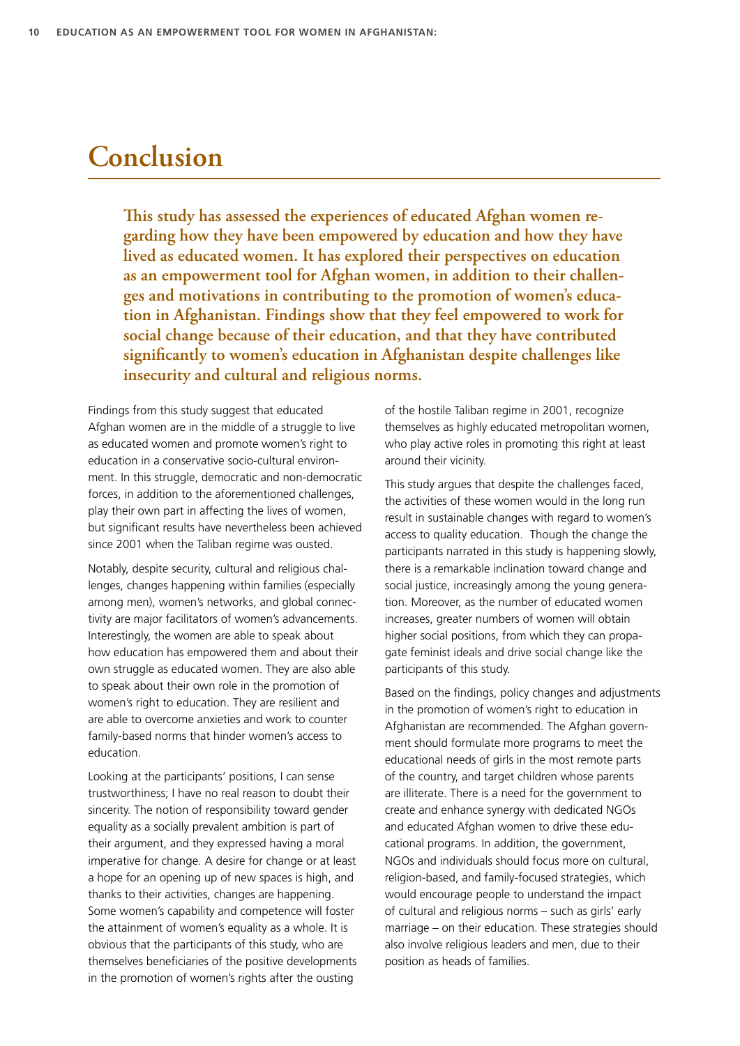# Conclusion

**This study has assessed the experiences of educated Afghan women regarding how they have been empowered by education and how they have lived as educated women. It has explored their perspectives on education as an empowerment tool for Afghan women, in addition to their challenges and motivations in contributing to the promotion of women's education in Afghanistan. Findings show that they feel empowered to work for social change because of their education, and that they have contributed significantly to women's education in Afghanistan despite challenges like insecurity and cultural and religious norms.**

Findings from this study suggest that educated Afghan women are in the middle of a struggle to live as educated women and promote women's right to education in a conservative socio-cultural environment. In this struggle, democratic and non-democratic forces, in addition to the aforementioned challenges, play their own part in affecting the lives of women, but significant results have nevertheless been achieved since 2001 when the Taliban regime was ousted.

Notably, despite security, cultural and religious challenges, changes happening within families (especially among men), women's networks, and global connectivity are major facilitators of women's advancements. Interestingly, the women are able to speak about how education has empowered them and about their own struggle as educated women. They are also able to speak about their own role in the promotion of women's right to education. They are resilient and are able to overcome anxieties and work to counter family-based norms that hinder women's access to education.

Looking at the participants' positions, I can sense trustworthiness; I have no real reason to doubt their sincerity. The notion of responsibility toward gender equality as a socially prevalent ambition is part of their argument, and they expressed having a moral imperative for change. A desire for change or at least a hope for an opening up of new spaces is high, and thanks to their activities, changes are happening. Some women's capability and competence will foster the attainment of women's equality as a whole. It is obvious that the participants of this study, who are themselves beneficiaries of the positive developments in the promotion of women's rights after the ousting of the hostile Taliban regime in 2001, recognize themselves as highly educated metropolitan women, who play active roles in promoting this right at least around their vicinity.

This study argues that despite the challenges faced, the activities of these women would in the long run result in sustainable changes with regard to women's access to quality education. Though the change the participants narrated in this study is happening slowly, there is a remarkable inclination toward change and social justice, increasingly among the young generation. Moreover, as the number of educated women increases, greater numbers of women will obtain higher social positions, from which they can propagate feminist ideals and drive social change like the participants of this study.

Based on the findings, policy changes and adjustments in the promotion of women's right to education in Afghanistan are recommended. The Afghan government should formulate more programs to meet the educational needs of girls in the most remote parts of the country, and target children whose parents are illiterate. There is a need for the government to create and enhance synergy with dedicated NGOs and educated Afghan women to drive these educational programs. In addition, the government, NGOs and individuals should focus more on cultural, religion-based, and family-focused strategies, which would encourage people to understand the impact of cultural and religious norms – such as girls' early marriage – on their education. These strategies should also involve religious leaders and men, due to their position as heads of families.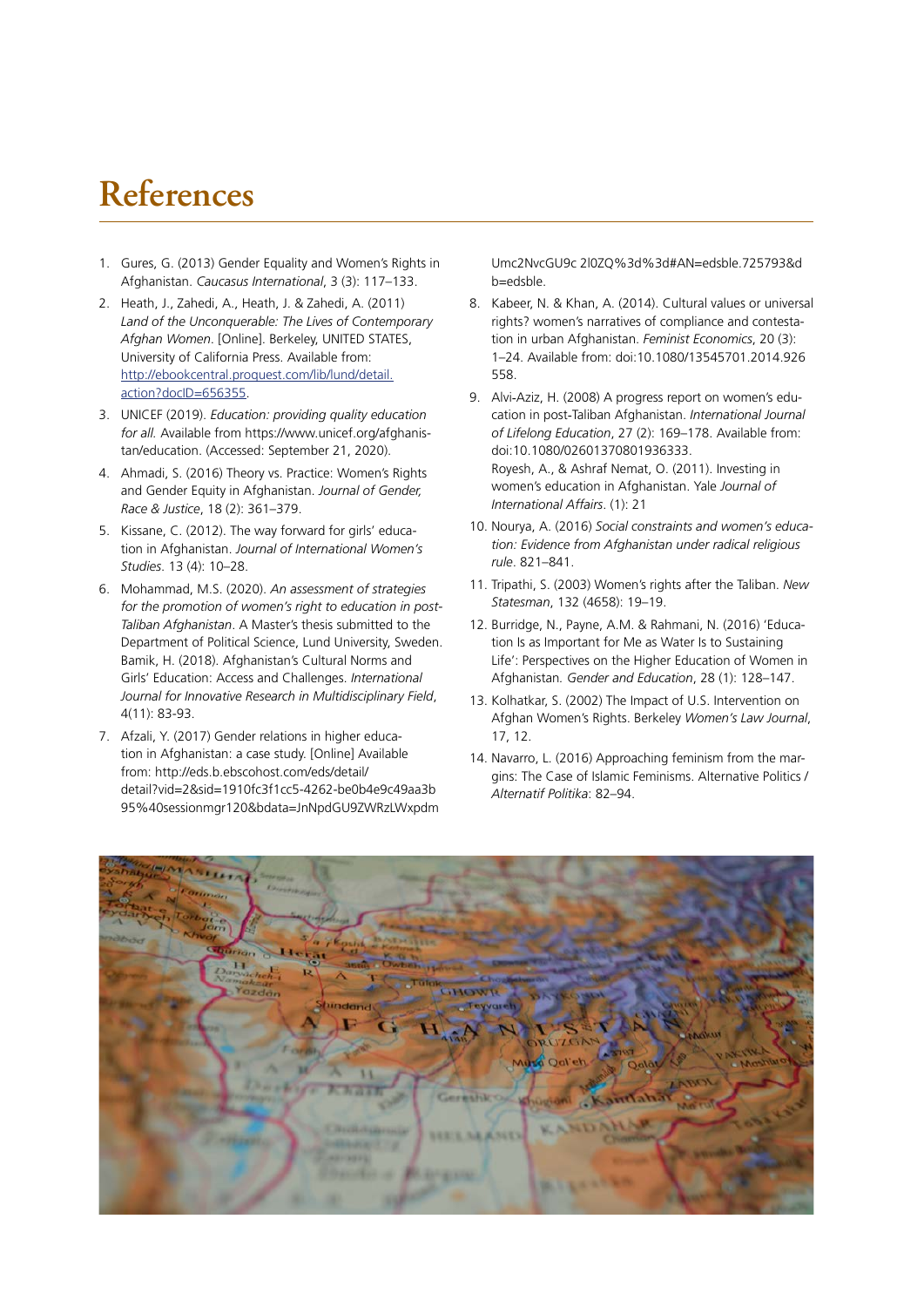# References

1. Gures, G. (2013) Gender Equality and Women's Rights in Afghanistan. *Caucasus International*, 3 (3): 117–133.
2. Heath, J., Zahedi, A., Heath, J. & Zahedi, A. (2011) *Land of the Unconquerable: The Lives of Contemporary Afghan Women*. [Online]. Berkeley, UNITED STATES, University of California Press. Available from: [http://ebookcentral.proquest.com/lib/lund/detail.action?docID=656355](http://ebookcentral.proquest.com/lib/lund/detail.action?docID=656355).
3. UNICEF (2019). *Education: providing quality education for all.* Available from https://www.unicef.org/afghanistan/education. (Accessed: September 21, 2020).
4. Ahmadi, S. (2016) Theory vs. Practice: Women's Rights and Gender Equity in Afghanistan. *Journal of Gender, Race & Justice*, 18 (2): 361–379.
5. Kissane, C. (2012). The way forward for girls' education in Afghanistan. *Journal of International Women's Studies*. 13 (4): 10–28.
6. Mohammad, M.S. (2020). *An assessment of strategies for the promotion of women's right to education in post-Taliban Afghanistan*. A Master's thesis submitted to the Department of Political Science, Lund University, Sweden.
   Bamik, H. (2018). Afghanistan's Cultural Norms and Girls' Education: Access and Challenges. *International Journal for Innovative Research in Multidisciplinary Field*, 4(11): 83-93.
7. Afzali, Y. (2017) Gender relations in higher education in Afghanistan: a case study. [Online] Available from: http://eds.b.ebscohost.com/eds/detail/detail?vid=2&sid=1910fc3f1cc5-4262-be0b4e9c49aa3b95%40sessionmgr120&bdata=JnNpdGU9ZWRzLWxpdmUmc2NvcGU9c 2l0ZQ%3d%3d#AN=edsble.725793&db=edsble.
8. Kabeer, N. & Khan, A. (2014). Cultural values or universal rights? women's narratives of compliance and contestation in urban Afghanistan. *Feminist Economics*, 20 (3): 1–24. Available from: doi:10.1080/13545701.2014.926558.
9. Alvi-Aziz, H. (2008) A progress report on women's education in post-Taliban Afghanistan. *International Journal of Lifelong Education*, 27 (2): 169–178. Available from: doi:10.1080/02601370801936333.
   Royesh, A., & Ashraf Nemat, O. (2011). Investing in women's education in Afghanistan. Yale *Journal of International Affairs*. (1): 21
10. Nourya, A. (2016) *Social constraints and women's education: Evidence from Afghanistan under radical religious rule*. 821–841.
11. Tripathi, S. (2003) Women's rights after the Taliban. *New Statesman*, 132 (4658): 19–19.
12. Burridge, N., Payne, A.M. & Rahmani, N. (2016) 'Education Is as Important for Me as Water Is to Sustaining Life': Perspectives on the Higher Education of Women in Afghanistan. *Gender and Education*, 28 (1): 128–147.
13. Kolhatkar, S. (2002) The Impact of U.S. Intervention on Afghan Women's Rights. Berkeley *Women's Law Journal*, 17, 12.
14. Navarro, L. (2016) Approaching feminism from the margins: The Case of Islamic Feminisms. Alternative Politics / *Alternatif Politika*: 82–94.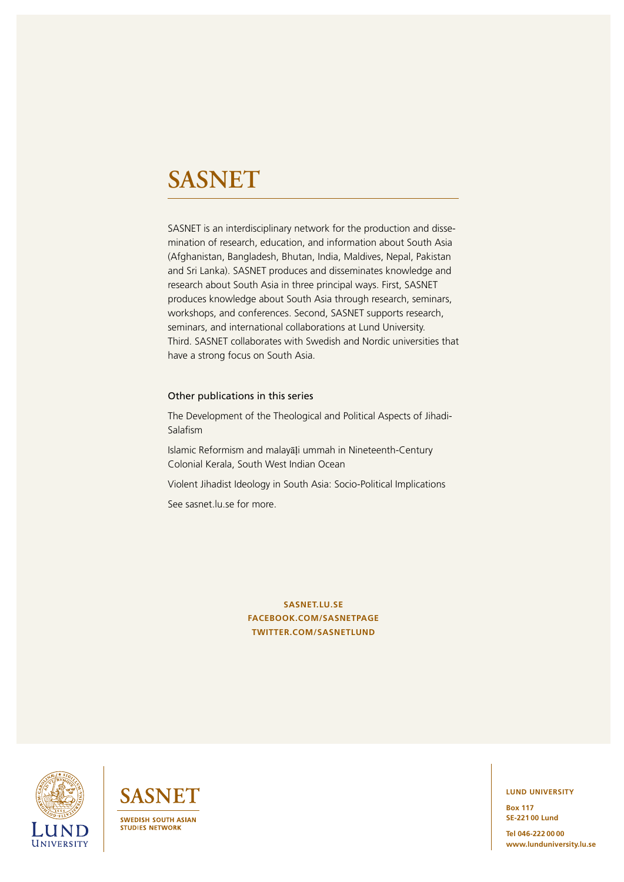# SASNET

SASNET is an interdisciplinary network for the production and dissemination of research, education, and information about South Asia (Afghanistan, Bangladesh, Bhutan, India, Maldives, Nepal, Pakistan and Sri Lanka). SASNET produces and disseminates knowledge and research about South Asia in three principal ways. First, SASNET produces knowledge about South Asia through research, seminars, workshops, and conferences. Second, SASNET supports research, seminars, and international collaborations at Lund University. Third. SASNET collaborates with Swedish and Nordic universities that have a strong focus on South Asia.

Other publications in this series

The Development of the Theological and Political Aspects of Jihadi-Salafism

Islamic Reformism and malayāḷi ummah in Nineteenth-Century Colonial Kerala, South West Indian Ocean

Violent Jihadist Ideology in South Asia: Socio-Political Implications

See sasnet.lu.se for more.

**SASNET.LU.SE**
**FACEBOOK.COM/SASNETPAGE**
**TWITTER.COM/SASNETLUND**

LUND UNIVERSITY

SASNET
SWEDISH SOUTH ASIAN STUDIES NETWORK

**LUND UNIVERSITY**

**Box 117**
**SE-221 00 Lund**

**Tel 046-222 00 00**
**www.lunduniversity.lu.se**